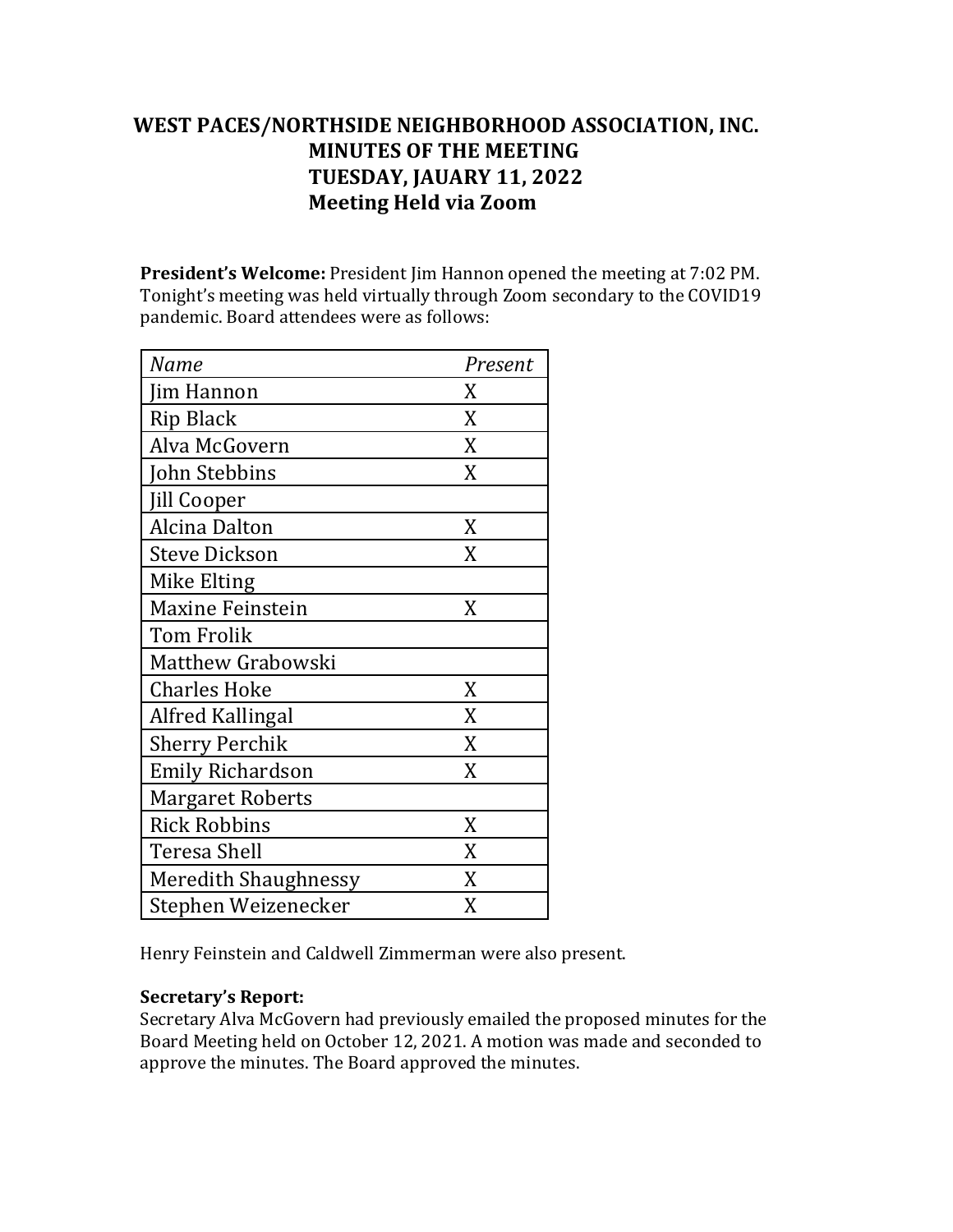# WEST PACES/NORTHSIDE NEIGHBORHOOD ASSOCIATION, INC.
## MINUTES OF THE MEETING
## TUESDAY, JAUARY 11, 2022
## Meeting Held via Zoom

**President's Welcome:** President Jim Hannon opened the meeting at 7:02 PM. Tonight's meeting was held virtually through Zoom secondary to the COVID19 pandemic. Board attendees were as follows:

| *Name* | *Present* |
|---|---|
| Jim Hannon | X |
| Rip Black | X |
| Alva McGovern | X |
| John Stebbins | X |
| Jill Cooper | |
| Alcina Dalton | X |
| Steve Dickson | X |
| Mike Elting | |
| Maxine Feinstein | X |
| Tom Frolik | |
| Matthew Grabowski | |
| Charles Hoke | X |
| Alfred Kallingal | X |
| Sherry Perchik | X |
| Emily Richardson | X |
| Margaret Roberts | |
| Rick Robbins | X |
| Teresa Shell | X |
| Meredith Shaughnessy | X |
| Stephen Weizenecker | X |

Henry Feinstein and Caldwell Zimmerman were also present.

**Secretary's Report:**

Secretary Alva McGovern had previously emailed the proposed minutes for the Board Meeting held on October 12, 2021. A motion was made and seconded to approve the minutes. The Board approved the minutes.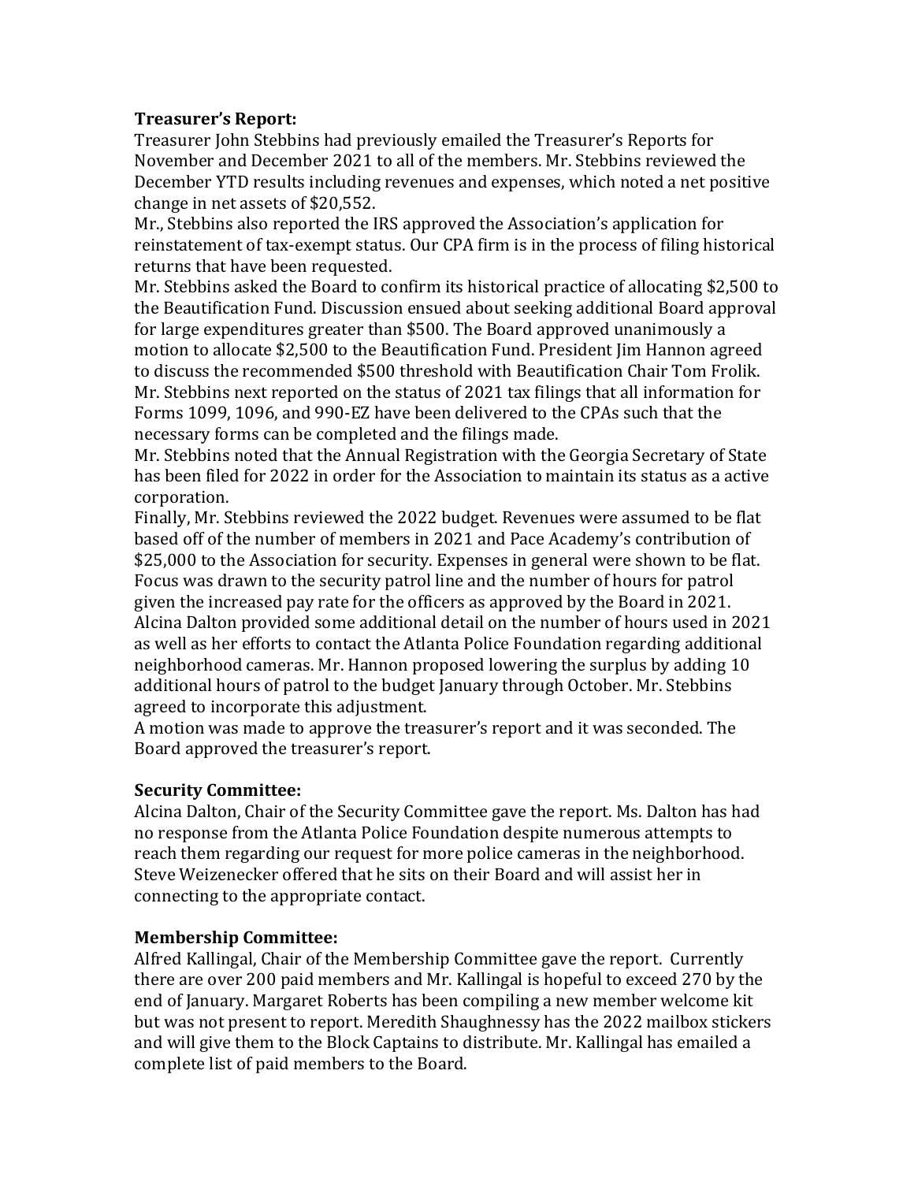**Treasurer's Report:**

Treasurer John Stebbins had previously emailed the Treasurer's Reports for November and December 2021 to all of the members. Mr. Stebbins reviewed the December YTD results including revenues and expenses, which noted a net positive change in net assets of $20,552.

Mr., Stebbins also reported the IRS approved the Association's application for reinstatement of tax-exempt status. Our CPA firm is in the process of filing historical returns that have been requested.

Mr. Stebbins asked the Board to confirm its historical practice of allocating $2,500 to the Beautification Fund. Discussion ensued about seeking additional Board approval for large expenditures greater than $500. The Board approved unanimously a motion to allocate $2,500 to the Beautification Fund. President Jim Hannon agreed to discuss the recommended $500 threshold with Beautification Chair Tom Frolik.

Mr. Stebbins next reported on the status of 2021 tax filings that all information for Forms 1099, 1096, and 990-EZ have been delivered to the CPAs such that the necessary forms can be completed and the filings made.

Mr. Stebbins noted that the Annual Registration with the Georgia Secretary of State has been filed for 2022 in order for the Association to maintain its status as a active corporation.

Finally, Mr. Stebbins reviewed the 2022 budget. Revenues were assumed to be flat based off of the number of members in 2021 and Pace Academy's contribution of $25,000 to the Association for security. Expenses in general were shown to be flat. Focus was drawn to the security patrol line and the number of hours for patrol given the increased pay rate for the officers as approved by the Board in 2021. Alcina Dalton provided some additional detail on the number of hours used in 2021 as well as her efforts to contact the Atlanta Police Foundation regarding additional neighborhood cameras. Mr. Hannon proposed lowering the surplus by adding 10 additional hours of patrol to the budget January through October. Mr. Stebbins agreed to incorporate this adjustment.

A motion was made to approve the treasurer's report and it was seconded. The Board approved the treasurer's report.

**Security Committee:**

Alcina Dalton, Chair of the Security Committee gave the report. Ms. Dalton has had no response from the Atlanta Police Foundation despite numerous attempts to reach them regarding our request for more police cameras in the neighborhood. Steve Weizenecker offered that he sits on their Board and will assist her in connecting to the appropriate contact.

**Membership Committee:**

Alfred Kallingal, Chair of the Membership Committee gave the report. Currently there are over 200 paid members and Mr. Kallingal is hopeful to exceed 270 by the end of January. Margaret Roberts has been compiling a new member welcome kit but was not present to report. Meredith Shaughnessy has the 2022 mailbox stickers and will give them to the Block Captains to distribute. Mr. Kallingal has emailed a complete list of paid members to the Board.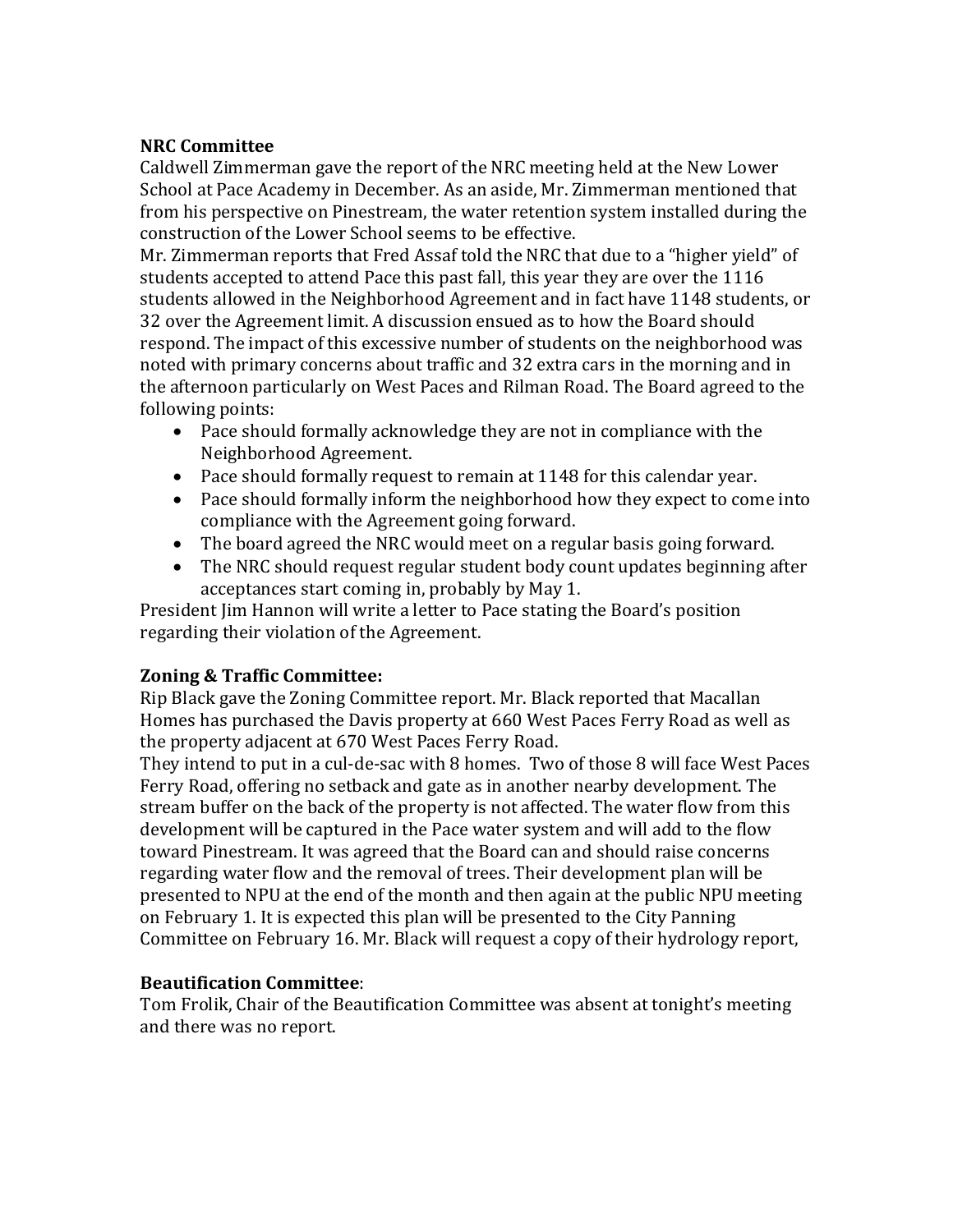**NRC Committee**

Caldwell Zimmerman gave the report of the NRC meeting held at the New Lower School at Pace Academy in December. As an aside, Mr. Zimmerman mentioned that from his perspective on Pinestream, the water retention system installed during the construction of the Lower School seems to be effective.

Mr. Zimmerman reports that Fred Assaf told the NRC that due to a "higher yield" of students accepted to attend Pace this past fall, this year they are over the 1116 students allowed in the Neighborhood Agreement and in fact have 1148 students, or 32 over the Agreement limit. A discussion ensued as to how the Board should respond. The impact of this excessive number of students on the neighborhood was noted with primary concerns about traffic and 32 extra cars in the morning and in the afternoon particularly on West Paces and Rilman Road. The Board agreed to the following points:

- Pace should formally acknowledge they are not in compliance with the Neighborhood Agreement.
- Pace should formally request to remain at 1148 for this calendar year.
- Pace should formally inform the neighborhood how they expect to come into compliance with the Agreement going forward.
- The board agreed the NRC would meet on a regular basis going forward.
- The NRC should request regular student body count updates beginning after acceptances start coming in, probably by May 1.

President Jim Hannon will write a letter to Pace stating the Board's position regarding their violation of the Agreement.

**Zoning & Traffic Committee:**

Rip Black gave the Zoning Committee report. Mr. Black reported that Macallan Homes has purchased the Davis property at 660 West Paces Ferry Road as well as the property adjacent at 670 West Paces Ferry Road.

They intend to put in a cul-de-sac with 8 homes. Two of those 8 will face West Paces Ferry Road, offering no setback and gate as in another nearby development. The stream buffer on the back of the property is not affected. The water flow from this development will be captured in the Pace water system and will add to the flow toward Pinestream. It was agreed that the Board can and should raise concerns regarding water flow and the removal of trees. Their development plan will be presented to NPU at the end of the month and then again at the public NPU meeting on February 1. It is expected this plan will be presented to the City Panning Committee on February 16. Mr. Black will request a copy of their hydrology report,

**Beautification Committee**:

Tom Frolik, Chair of the Beautification Committee was absent at tonight's meeting and there was no report.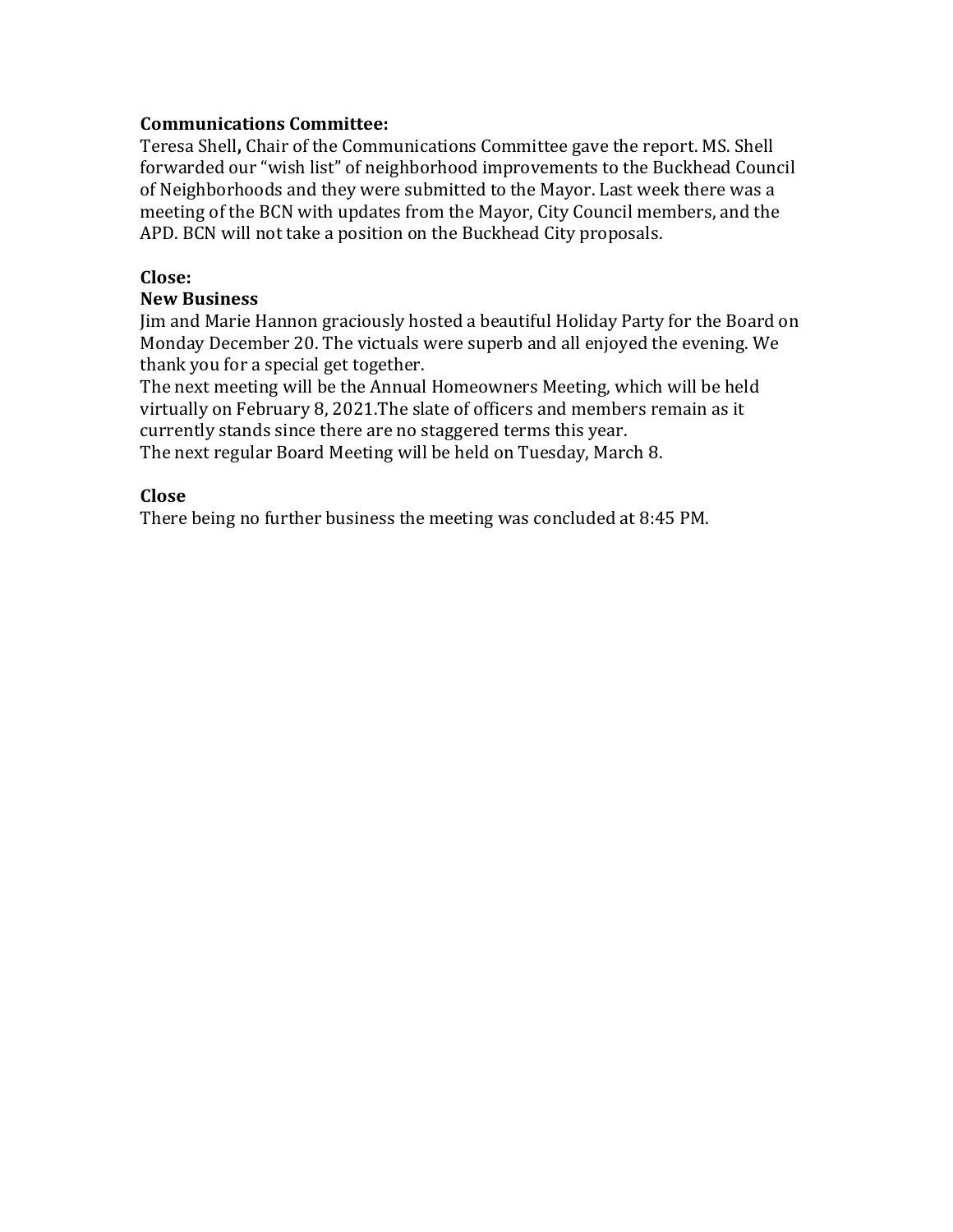**Communications Committee:**
Teresa Shell**,** Chair of the Communications Committee gave the report. MS. Shell forwarded our "wish list" of neighborhood improvements to the Buckhead Council of Neighborhoods and they were submitted to the Mayor. Last week there was a meeting of the BCN with updates from the Mayor, City Council members, and the APD. BCN will not take a position on the Buckhead City proposals.

**Close:**
**New Business**
Jim and Marie Hannon graciously hosted a beautiful Holiday Party for the Board on Monday December 20. The victuals were superb and all enjoyed the evening. We thank you for a special get together.
The next meeting will be the Annual Homeowners Meeting, which will be held virtually on February 8, 2021.The slate of officers and members remain as it currently stands since there are no staggered terms this year.
The next regular Board Meeting will be held on Tuesday, March 8.

**Close**
There being no further business the meeting was concluded at 8:45 PM.